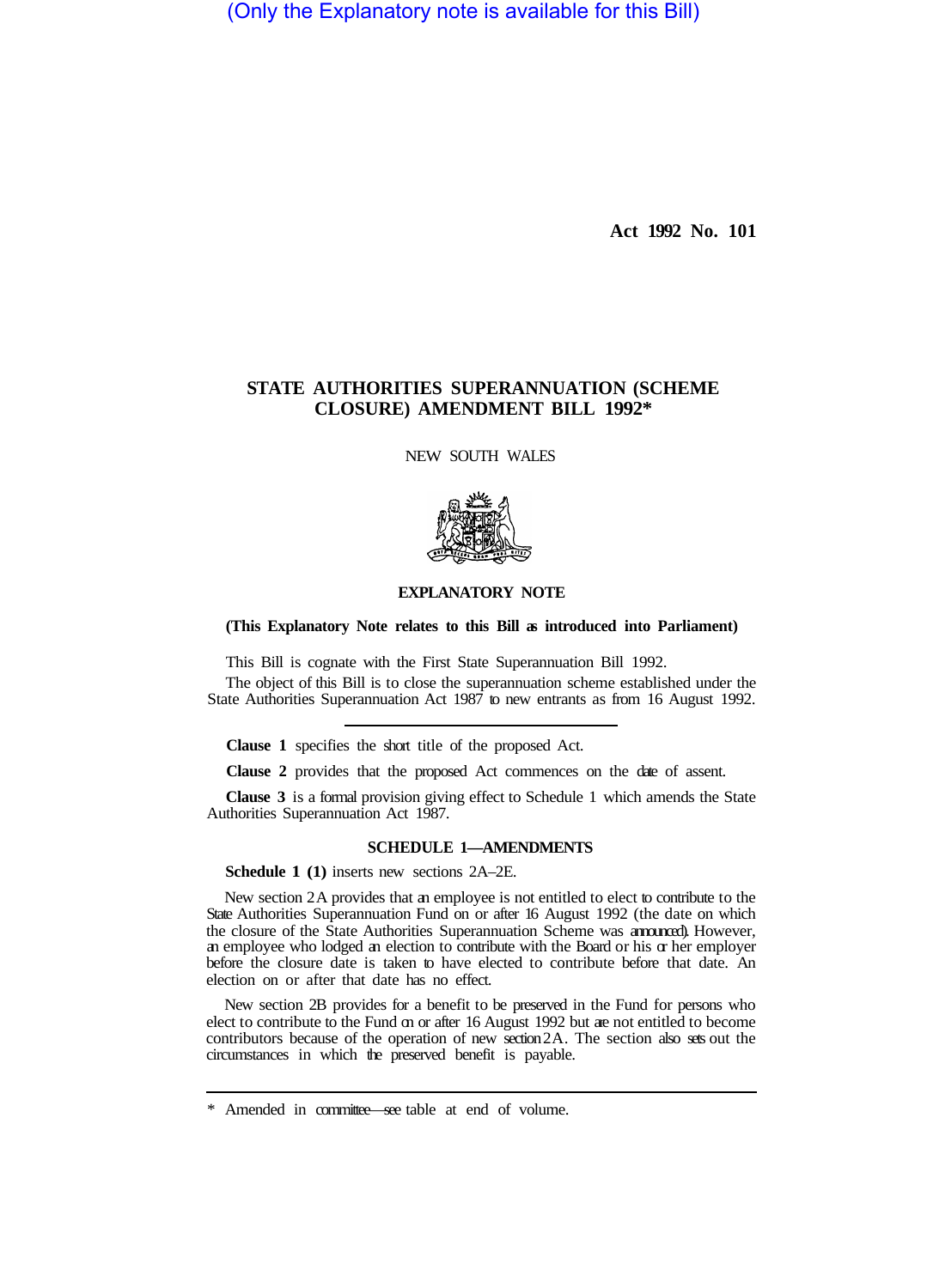(Only the Explanatory note is available for this Bill)

**Act 1992 No. 101**

# STATE AUTHORITIES SUPERANNUATION (SCHEME CLOSURE) AMENDMENT BILL 1992*

NEW SOUTH WALES

## EXPLANATORY NOTE

**(This Explanatory Note relates to this Bill as introduced into Parliament)**

This Bill is cognate with the First State Superannuation Bill 1992.

The object of this Bill is to close the superannuation scheme established under the State Authorities Superannuation Act 1987 to new entrants as from 16 August 1992.

---

**Clause 1** specifies the short title of the proposed Act.

**Clause 2** provides that the proposed Act commences on the date of assent.

**Clause 3** is a formal provision giving effect to Schedule 1 which amends the State Authorities Superannuation Act 1987.

### SCHEDULE 1—AMENDMENTS

**Schedule 1 (1)** inserts new sections 2A–2E.

New section 2A provides that an employee is not entitled to elect to contribute to the State Authorities Superannuation Fund on or after 16 August 1992 (the date on which the closure of the State Authorities Superannuation Scheme was announced). However, an employee who lodged an election to contribute with the Board or his or her employer before the closure date is taken to have elected to contribute before that date. An election on or after that date has no effect.

New section 2B provides for a benefit to be preserved in the Fund for persons who elect to contribute to the Fund on or after 16 August 1992 but are not entitled to become contributors because of the operation of new section 2A. The section also sets out the circumstances in which the preserved benefit is payable.

---

\* Amended in committee—see table at end of volume.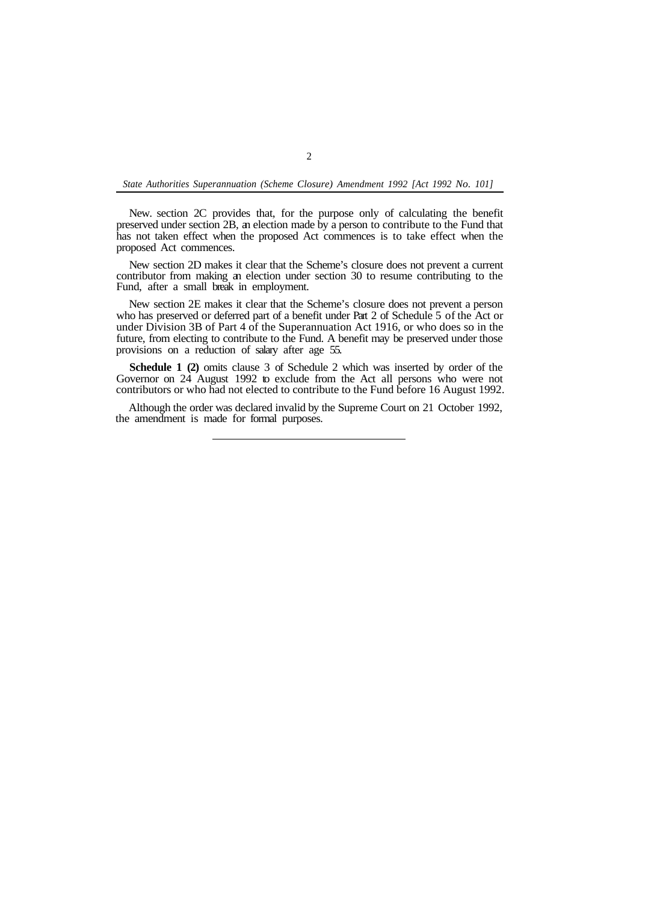New. section 2C provides that, for the purpose only of calculating the benefit preserved under section 2B, an election made by a person to contribute to the Fund that has not taken effect when the proposed Act commences is to take effect when the proposed Act commences.

New section 2D makes it clear that the Scheme's closure does not prevent a current contributor from making an election under section 30 to resume contributing to the Fund, after a small break in employment.

New section 2E makes it clear that the Scheme's closure does not prevent a person who has preserved or deferred part of a benefit under Part 2 of Schedule 5 of the Act or under Division 3B of Part 4 of the Superannuation Act 1916, or who does so in the future, from electing to contribute to the Fund. A benefit may be preserved under those provisions on a reduction of salary after age 55.

**Schedule 1 (2)** omits clause 3 of Schedule 2 which was inserted by order of the Governor on 24 August 1992 to exclude from the Act all persons who were not contributors or who had not elected to contribute to the Fund before 16 August 1992.

Although the order was declared invalid by the Supreme Court on 21 October 1992, the amendment is made for formal purposes.